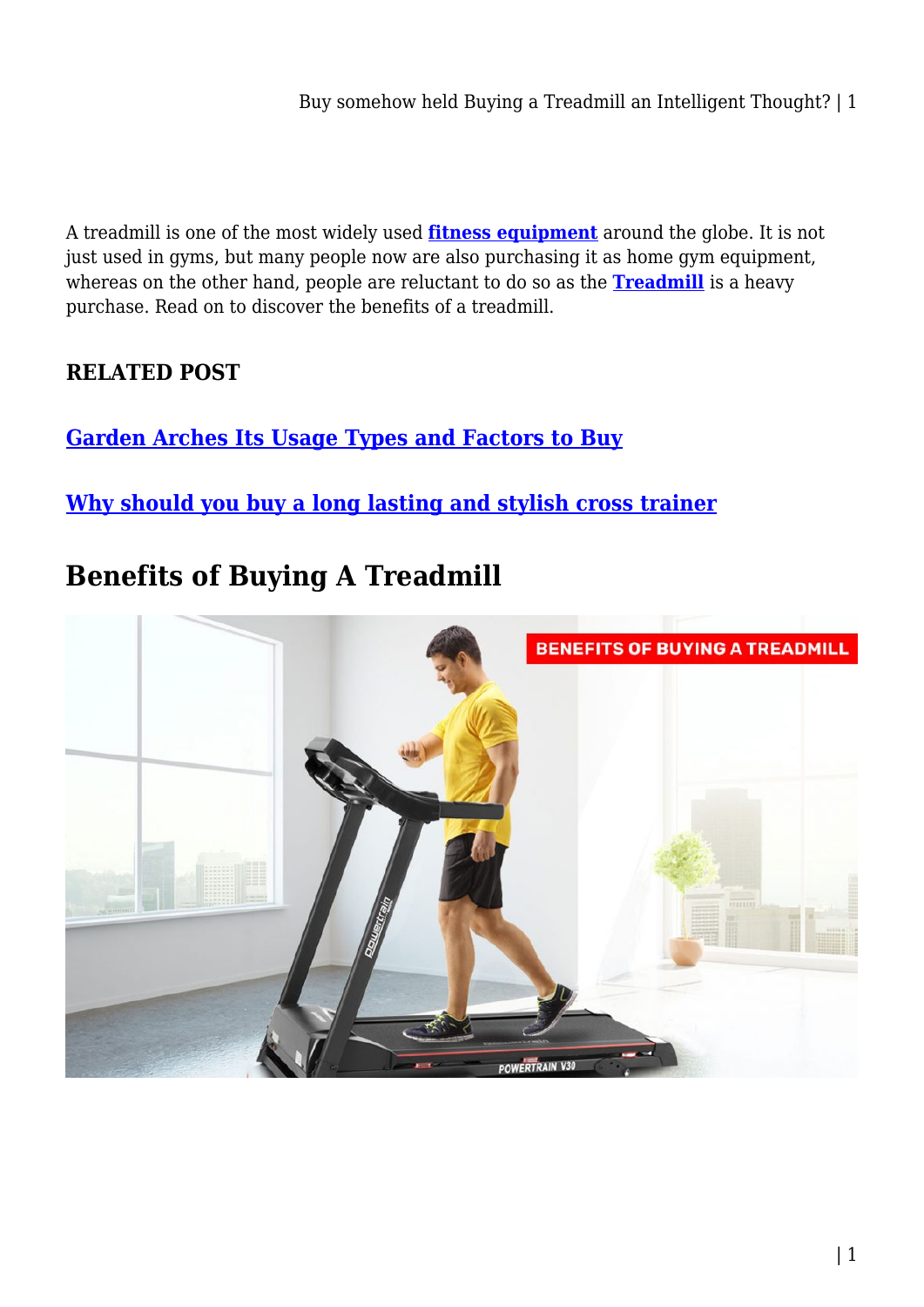A treadmill is one of the most widely used **fitness equipment** around the globe. It is not just used in gyms, but many people now are also purchasing it as home gym equipment, whereas on the other hand, people are reluctant to do so as the **Treadmill** is a heavy purchase. Read on to discover the benefits of a treadmill.

### RELATED POST

**Garden Arches Its Usage Types and Factors to Buy**

**Why should you buy a long lasting and stylish cross trainer**

## Benefits of Buying A Treadmill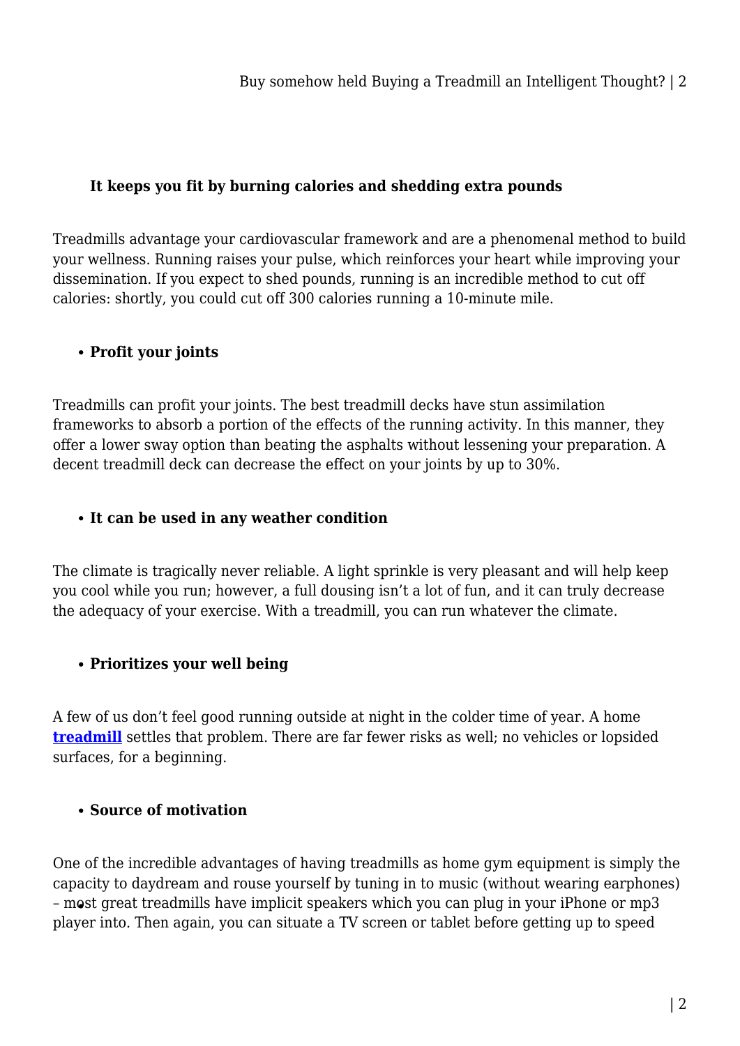- **It keeps you fit by burning calories and shedding extra pounds**

Treadmills advantage your cardiovascular framework and are a phenomenal method to build your wellness. Running raises your pulse, which reinforces your heart while improving your dissemination. If you expect to shed pounds, running is an incredible method to cut off calories: shortly, you could cut off 300 calories running a 10-minute mile.

- **Profit your joints**

Treadmills can profit your joints. The best treadmill decks have stun assimilation frameworks to absorb a portion of the effects of the running activity. In this manner, they offer a lower sway option than beating the asphalts without lessening your preparation. A decent treadmill deck can decrease the effect on your joints by up to 30%.

- **It can be used in any weather condition**

The climate is tragically never reliable. A light sprinkle is very pleasant and will help keep you cool while you run; however, a full dousing isn't a lot of fun, and it can truly decrease the adequacy of your exercise. With a treadmill, you can run whatever the climate.

- **Prioritizes your well being**

A few of us don't feel good running outside at night in the colder time of year. A home **treadmill** settles that problem. There are far fewer risks as well; no vehicles or lopsided surfaces, for a beginning.

- **Source of motivation**

One of the incredible advantages of having treadmills as home gym equipment is simply the capacity to daydream and rouse yourself by tuning in to music (without wearing earphones) – most great treadmills have implicit speakers which you can plug in your iPhone or mp3 player into. Then again, you can situate a TV screen or tablet before getting up to speed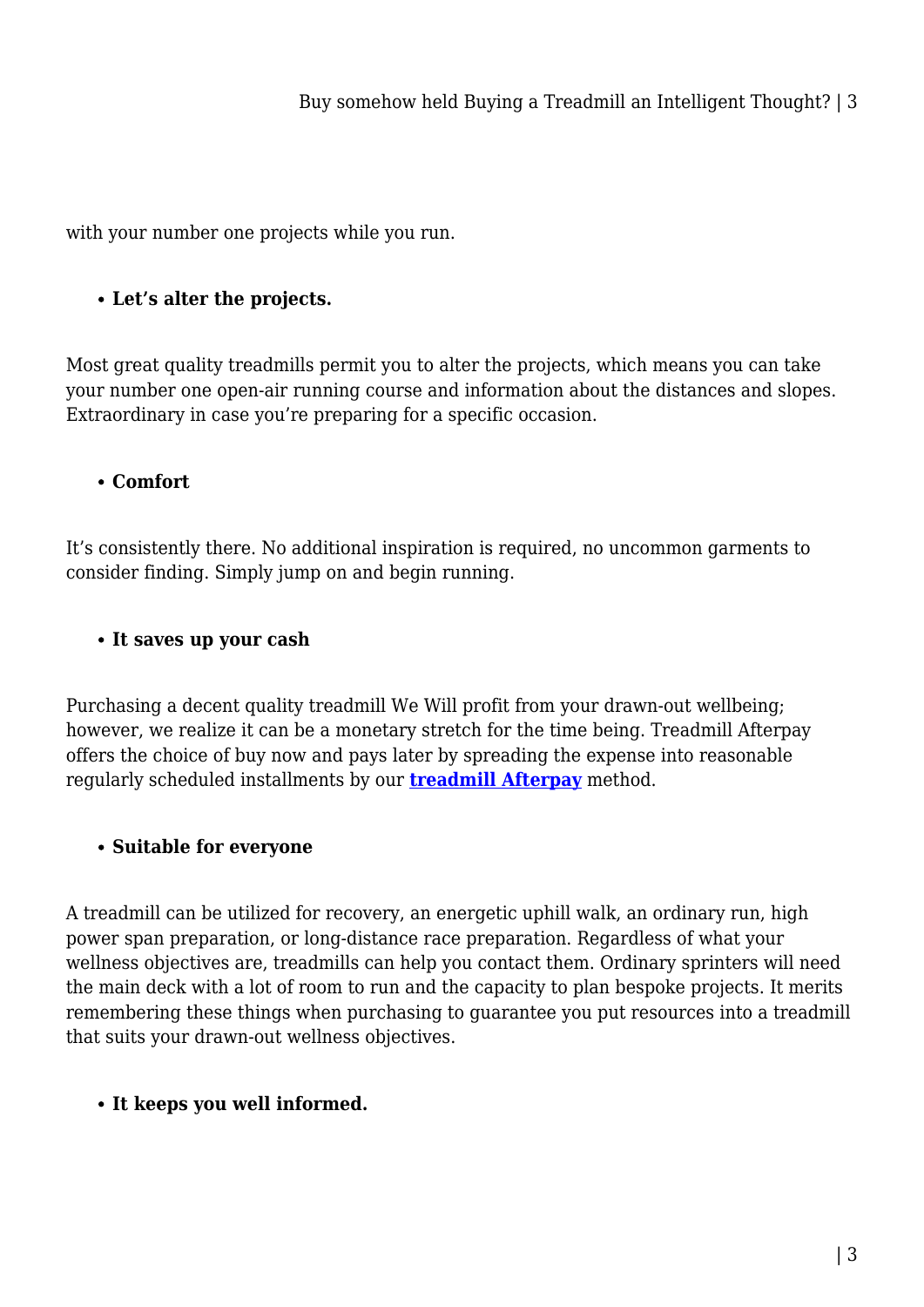with your number one projects while you run.

- **Let's alter the projects.**

Most great quality treadmills permit you to alter the projects, which means you can take your number one open-air running course and information about the distances and slopes. Extraordinary in case you're preparing for a specific occasion.

- **Comfort**

It's consistently there. No additional inspiration is required, no uncommon garments to consider finding. Simply jump on and begin running.

- **It saves up your cash**

Purchasing a decent quality treadmill We Will profit from your drawn-out wellbeing; however, we realize it can be a monetary stretch for the time being. Treadmill Afterpay offers the choice of buy now and pays later by spreading the expense into reasonable regularly scheduled installments by our **treadmill Afterpay** method.

- **Suitable for everyone**

A treadmill can be utilized for recovery, an energetic uphill walk, an ordinary run, high power span preparation, or long-distance race preparation. Regardless of what your wellness objectives are, treadmills can help you contact them. Ordinary sprinters will need the main deck with a lot of room to run and the capacity to plan bespoke projects. It merits remembering these things when purchasing to guarantee you put resources into a treadmill that suits your drawn-out wellness objectives.

- **It keeps you well informed.**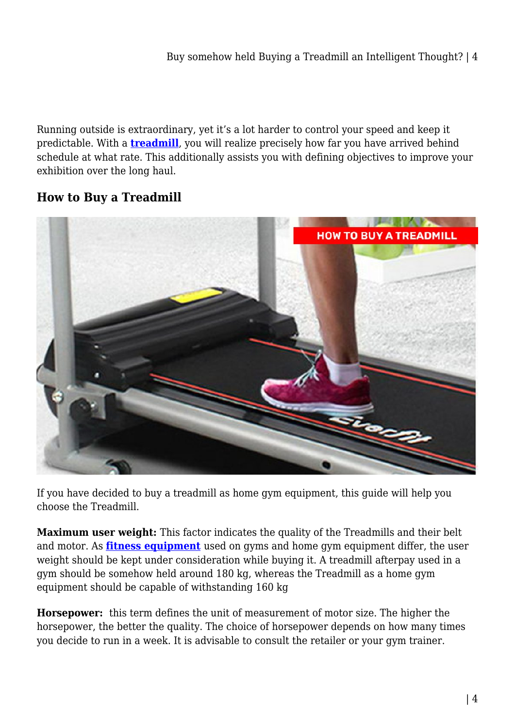Running outside is extraordinary, yet it's a lot harder to control your speed and keep it predictable. With a **treadmill**, you will realize precisely how far you have arrived behind schedule at what rate. This additionally assists you with defining objectives to improve your exhibition over the long haul.

### How to Buy a Treadmill

If you have decided to buy a treadmill as home gym equipment, this guide will help you choose the Treadmill.

**Maximum user weight:** This factor indicates the quality of the Treadmills and their belt and motor. As **fitness equipment** used on gyms and home gym equipment differ, the user weight should be kept under consideration while buying it. A treadmill afterpay used in a gym should be somehow held around 180 kg, whereas the Treadmill as a home gym equipment should be capable of withstanding 160 kg

**Horsepower:** this term defines the unit of measurement of motor size. The higher the horsepower, the better the quality. The choice of horsepower depends on how many times you decide to run in a week. It is advisable to consult the retailer or your gym trainer.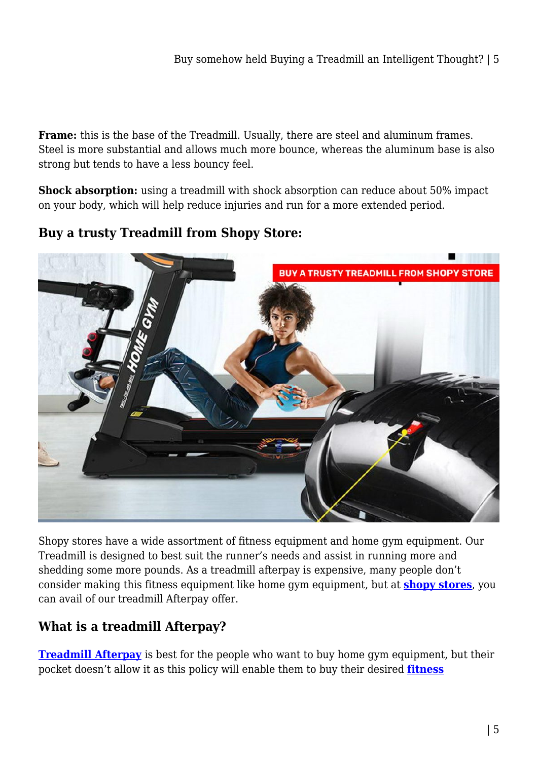**Frame:** this is the base of the Treadmill. Usually, there are steel and aluminum frames. Steel is more substantial and allows much more bounce, whereas the aluminum base is also strong but tends to have a less bouncy feel.

**Shock absorption:** using a treadmill with shock absorption can reduce about 50% impact on your body, which will help reduce injuries and run for a more extended period.

### Buy a trusty Treadmill from Shopy Store:

Shopy stores have a wide assortment of fitness equipment and home gym equipment. Our Treadmill is designed to best suit the runner's needs and assist in running more and shedding some more pounds. As a treadmill afterpay is expensive, many people don't consider making this fitness equipment like home gym equipment, but at **shopy stores**, you can avail of our treadmill Afterpay offer.

### What is a treadmill Afterpay?

**Treadmill Afterpay** is best for the people who want to buy home gym equipment, but their pocket doesn't allow it as this policy will enable them to buy their desired **fitness**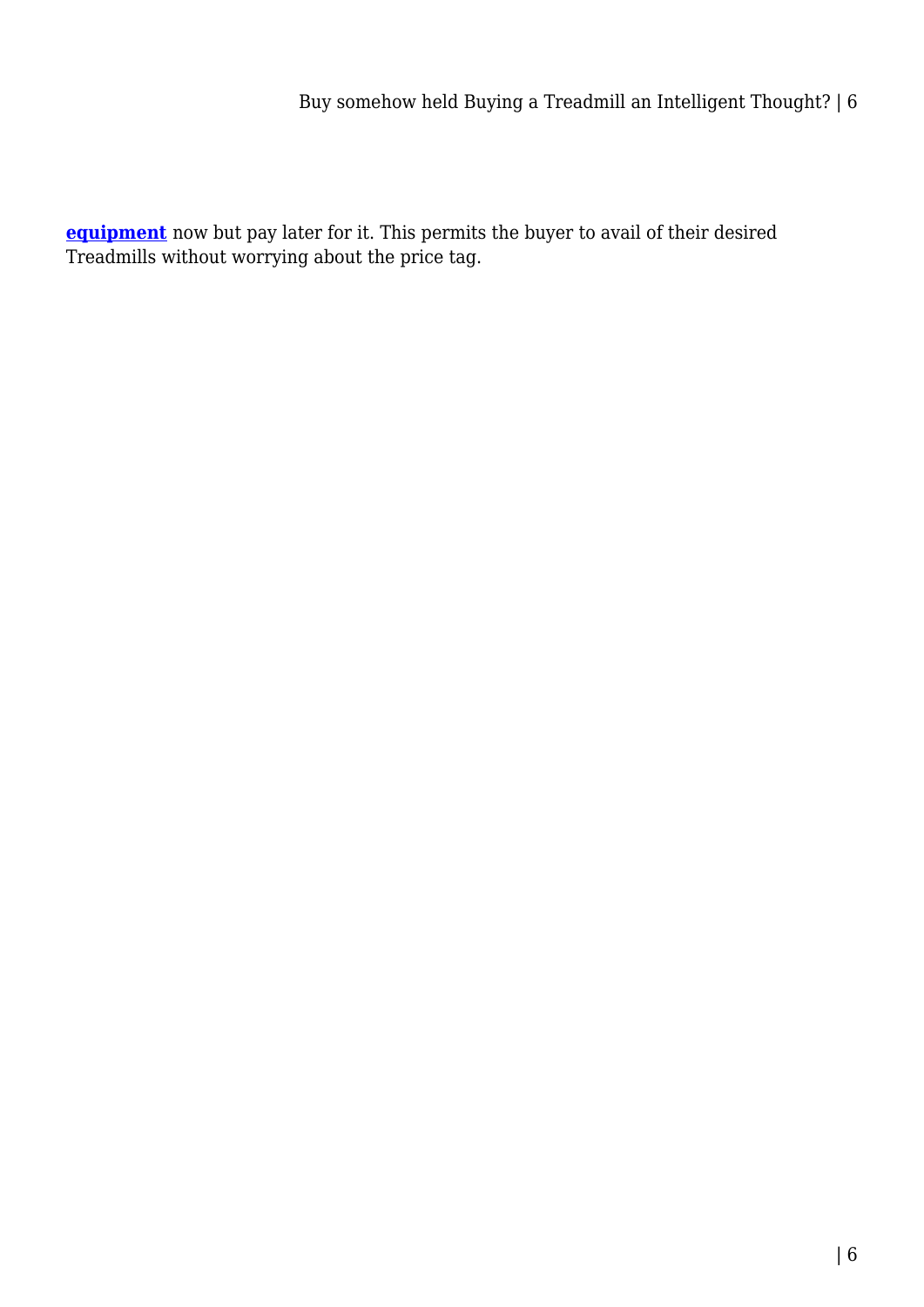**equipment** now but pay later for it. This permits the buyer to avail of their desired Treadmills without worrying about the price tag.